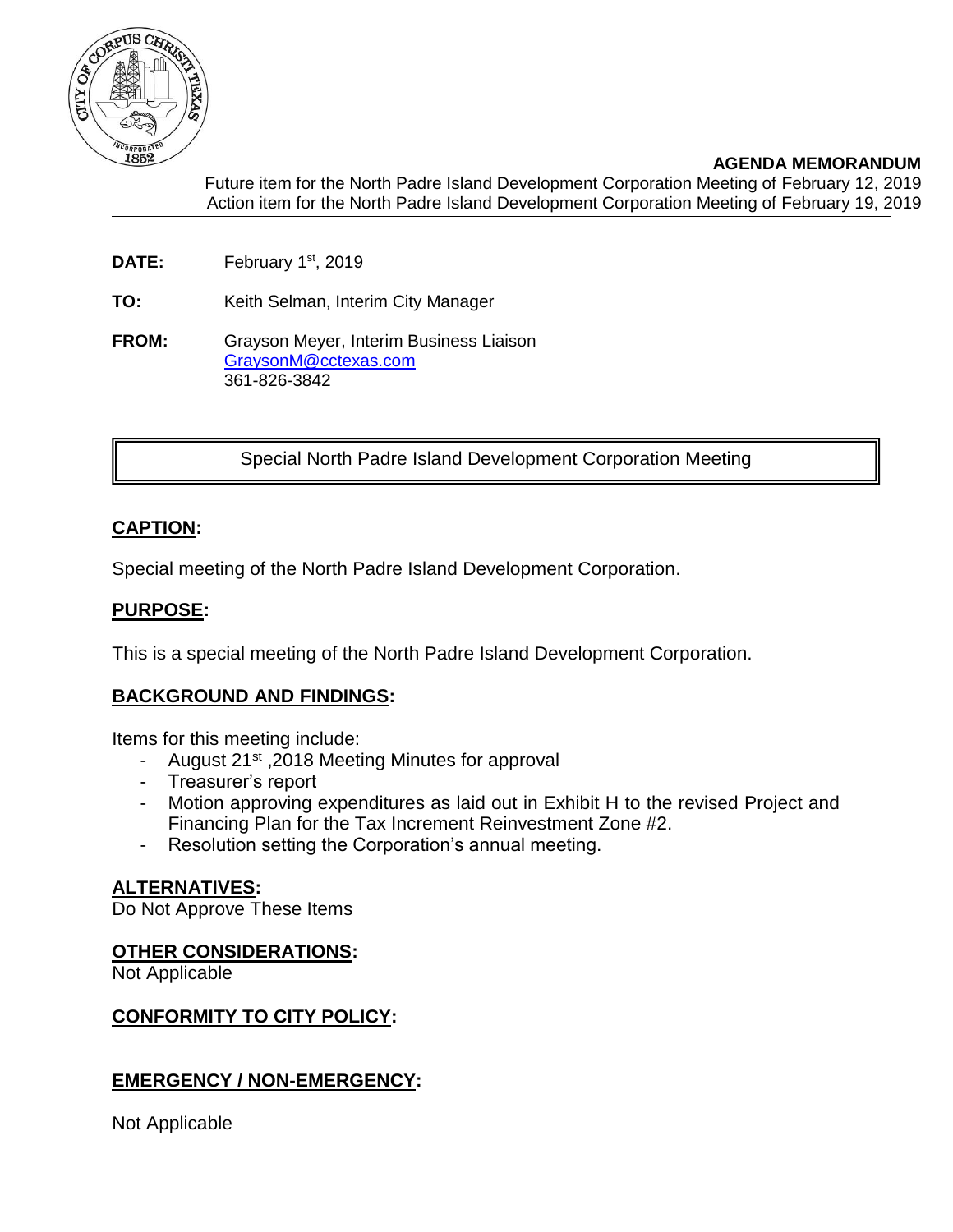**AGENDA MEMORANDUM**

Future item for the North Padre Island Development Corporation Meeting of February 12, 2019
Action item for the North Padre Island Development Corporation Meeting of February 19, 2019

**DATE:** February 1st, 2019

**TO:** Keith Selman, Interim City Manager

**FROM:** Grayson Meyer, Interim Business Liaison
GraysonM@cctexas.com
361-826-3842

| Special North Padre Island Development Corporation Meeting |
|---|

## CAPTION:

Special meeting of the North Padre Island Development Corporation.

## PURPOSE:

This is a special meeting of the North Padre Island Development Corporation.

## BACKGROUND AND FINDINGS:

Items for this meeting include:

- August 21st ,2018 Meeting Minutes for approval
- Treasurer's report
- Motion approving expenditures as laid out in Exhibit H to the revised Project and Financing Plan for the Tax Increment Reinvestment Zone #2.
- Resolution setting the Corporation's annual meeting.

## ALTERNATIVES:

Do Not Approve These Items

## OTHER CONSIDERATIONS:

Not Applicable

## CONFORMITY TO CITY POLICY:

## EMERGENCY / NON-EMERGENCY:

Not Applicable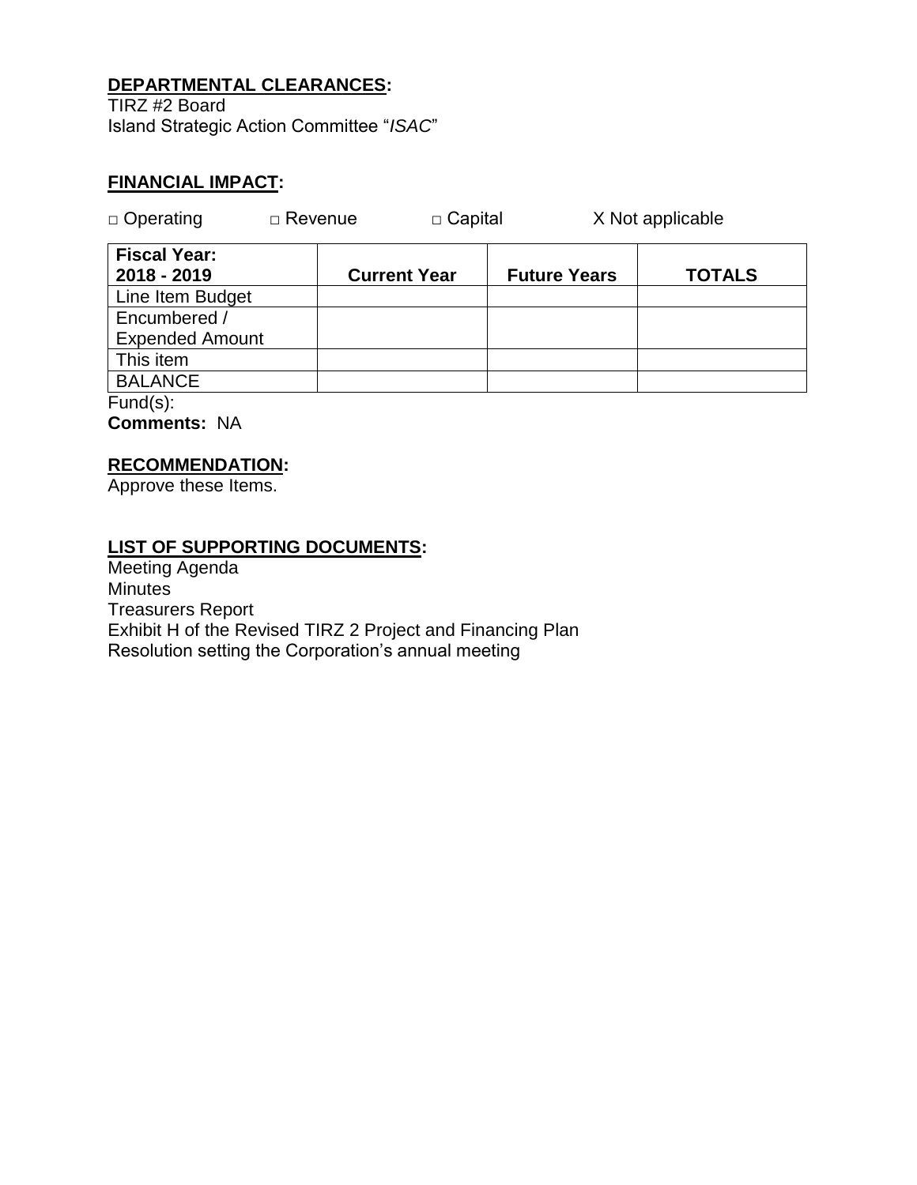**DEPARTMENTAL CLEARANCES:**

TIRZ #2 Board
Island Strategic Action Committee "*ISAC*"

**FINANCIAL IMPACT:**

□ Operating □ Revenue □ Capital X Not applicable

| Fiscal Year: 2018 - 2019 | Current Year | Future Years | TOTALS |
|---|---|---|---|
| Line Item Budget | | | |
| Encumbered / Expended Amount | | | |
| This item | | | |
| BALANCE | | | |

Fund(s):

**Comments:** NA

**RECOMMENDATION:**

Approve these Items.

**LIST OF SUPPORTING DOCUMENTS:**

Meeting Agenda
Minutes
Treasurers Report
Exhibit H of the Revised TIRZ 2 Project and Financing Plan
Resolution setting the Corporation's annual meeting